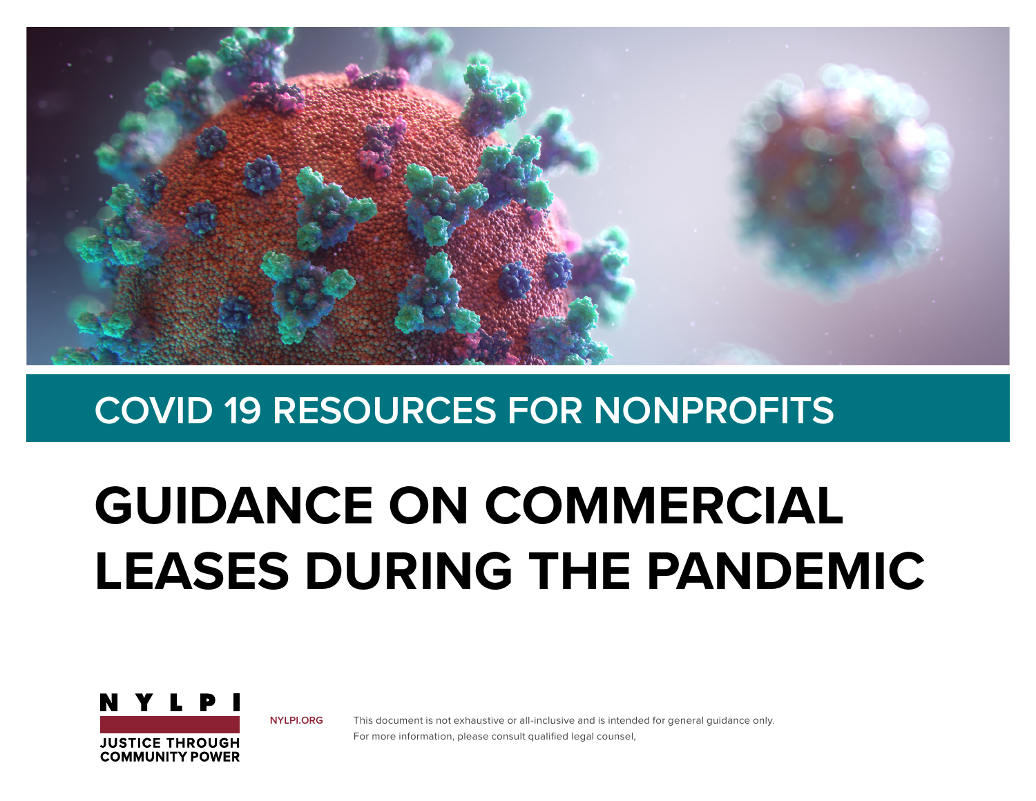COVID 19 RESOURCES FOR NONPROFITS

# GUIDANCE ON COMMERCIAL LEASES DURING THE PANDEMIC

NYLPI

JUSTICE THROUGH COMMUNITY POWER

NYLPI.ORG

This document is not exhaustive or all-inclusive and is intended for general guidance only. For more information, please consult qualified legal counsel,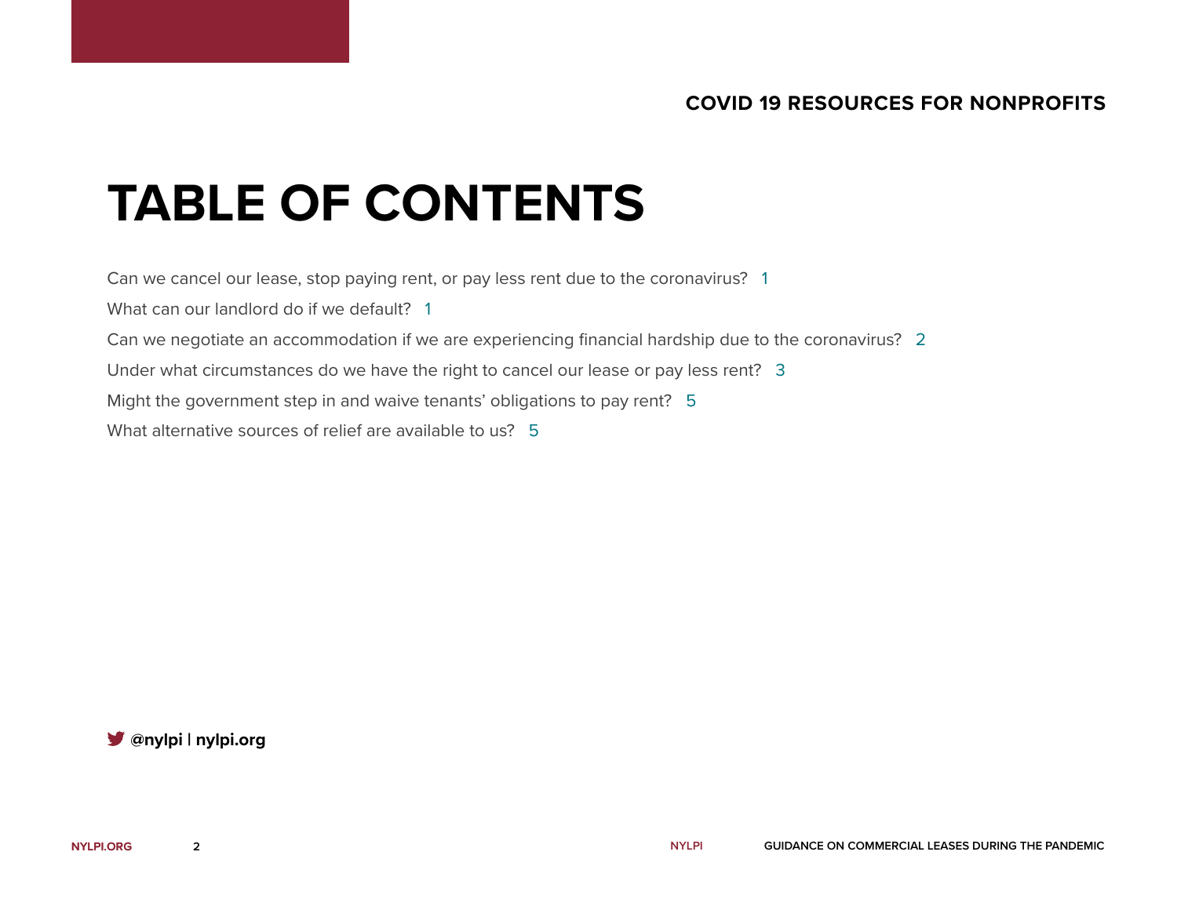# TABLE OF CONTENTS

Can we cancel our lease, stop paying rent, or pay less rent due to the coronavirus? 1

What can our landlord do if we default? 1

Can we negotiate an accommodation if we are experiencing financial hardship due to the coronavirus? 2

Under what circumstances do we have the right to cancel our lease or pay less rent? 3

Might the government step in and waive tenants' obligations to pay rent? 5

What alternative sources of relief are available to us? 5

**@nylpi | nylpi.org**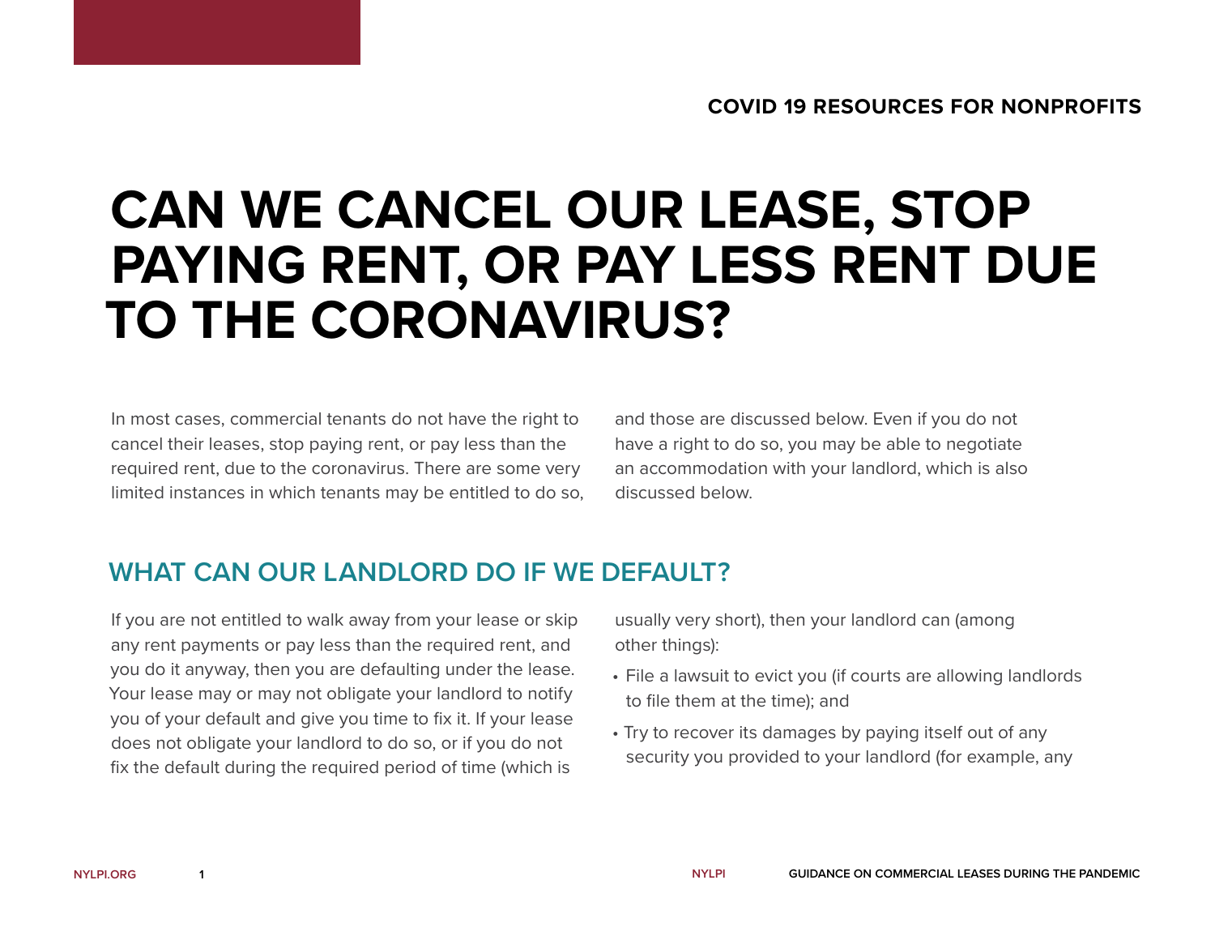# CAN WE CANCEL OUR LEASE, STOP PAYING RENT, OR PAY LESS RENT DUE TO THE CORONAVIRUS?

In most cases, commercial tenants do not have the right to cancel their leases, stop paying rent, or pay less than the required rent, due to the coronavirus. There are some very limited instances in which tenants may be entitled to do so, and those are discussed below. Even if you do not have a right to do so, you may be able to negotiate an accommodation with your landlord, which is also discussed below.

## WHAT CAN OUR LANDLORD DO IF WE DEFAULT?

If you are not entitled to walk away from your lease or skip any rent payments or pay less than the required rent, and you do it anyway, then you are defaulting under the lease. Your lease may or may not obligate your landlord to notify you of your default and give you time to fix it. If your lease does not obligate your landlord to do so, or if you do not fix the default during the required period of time (which is usually very short), then your landlord can (among other things):

- File a lawsuit to evict you (if courts are allowing landlords to file them at the time); and
- Try to recover its damages by paying itself out of any security you provided to your landlord (for example, any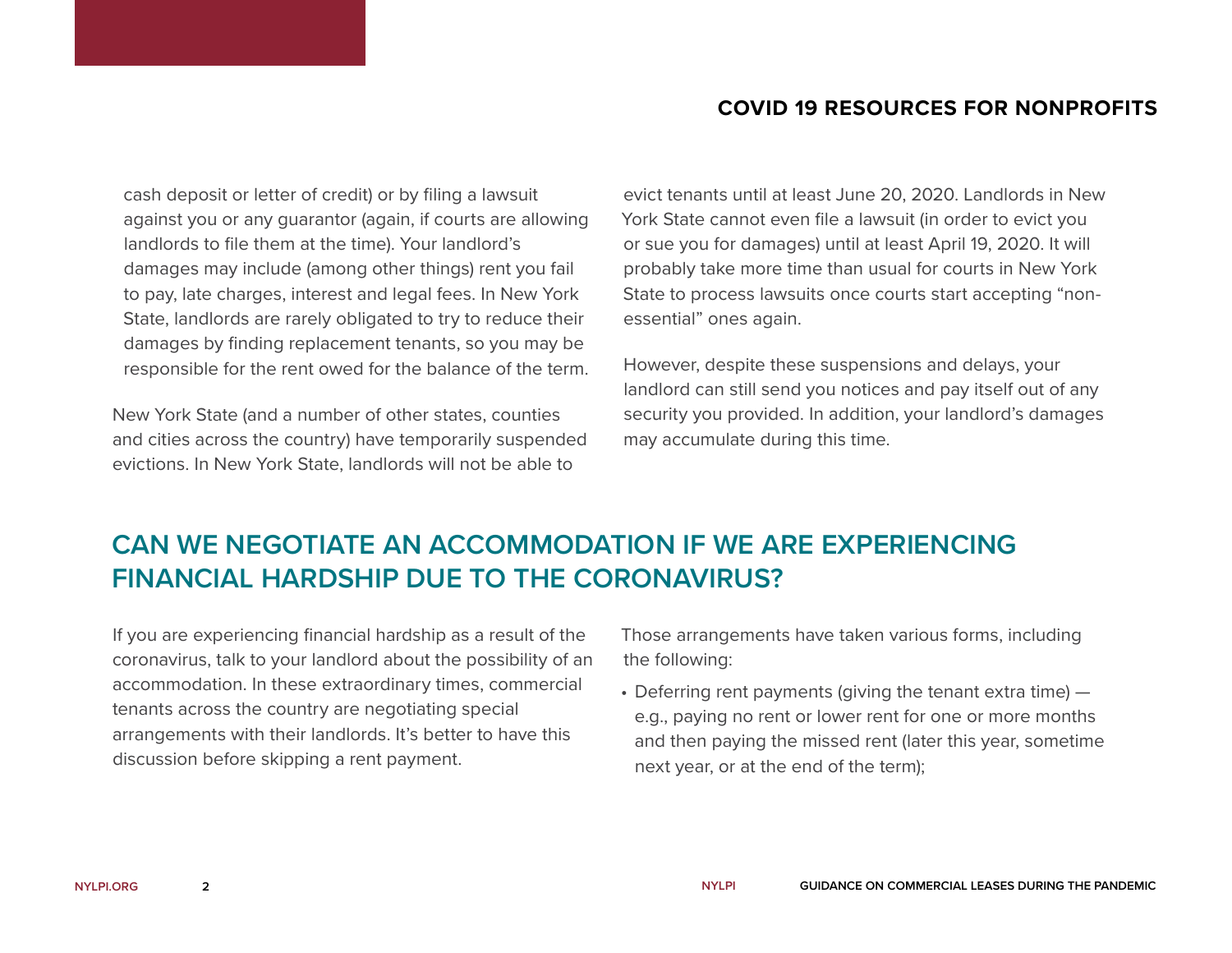cash deposit or letter of credit) or by filing a lawsuit against you or any guarantor (again, if courts are allowing landlords to file them at the time). Your landlord's damages may include (among other things) rent you fail to pay, late charges, interest and legal fees. In New York State, landlords are rarely obligated to try to reduce their damages by finding replacement tenants, so you may be responsible for the rent owed for the balance of the term.

New York State (and a number of other states, counties and cities across the country) have temporarily suspended evictions. In New York State, landlords will not be able to evict tenants until at least June 20, 2020. Landlords in New York State cannot even file a lawsuit (in order to evict you or sue you for damages) until at least April 19, 2020. It will probably take more time than usual for courts in New York State to process lawsuits once courts start accepting "non-essential" ones again.

However, despite these suspensions and delays, your landlord can still send you notices and pay itself out of any security you provided. In addition, your landlord's damages may accumulate during this time.

## CAN WE NEGOTIATE AN ACCOMMODATION IF WE ARE EXPERIENCING FINANCIAL HARDSHIP DUE TO THE CORONAVIRUS?

If you are experiencing financial hardship as a result of the coronavirus, talk to your landlord about the possibility of an accommodation. In these extraordinary times, commercial tenants across the country are negotiating special arrangements with their landlords. It's better to have this discussion before skipping a rent payment.

Those arrangements have taken various forms, including the following:

- Deferring rent payments (giving the tenant extra time) — e.g., paying no rent or lower rent for one or more months and then paying the missed rent (later this year, sometime next year, or at the end of the term);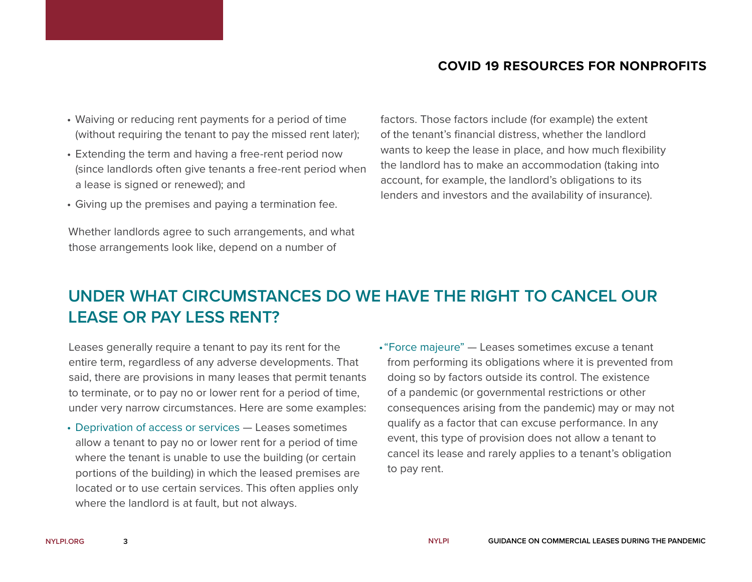- Waiving or reducing rent payments for a period of time (without requiring the tenant to pay the missed rent later);
- Extending the term and having a free-rent period now (since landlords often give tenants a free-rent period when a lease is signed or renewed); and
- Giving up the premises and paying a termination fee.

Whether landlords agree to such arrangements, and what those arrangements look like, depend on a number of factors. Those factors include (for example) the extent of the tenant's financial distress, whether the landlord wants to keep the lease in place, and how much flexibility the landlord has to make an accommodation (taking into account, for example, the landlord's obligations to its lenders and investors and the availability of insurance).

## UNDER WHAT CIRCUMSTANCES DO WE HAVE THE RIGHT TO CANCEL OUR LEASE OR PAY LESS RENT?

Leases generally require a tenant to pay its rent for the entire term, regardless of any adverse developments. That said, there are provisions in many leases that permit tenants to terminate, or to pay no or lower rent for a period of time, under very narrow circumstances. Here are some examples:

- Deprivation of access or services — Leases sometimes allow a tenant to pay no or lower rent for a period of time where the tenant is unable to use the building (or certain portions of the building) in which the leased premises are located or to use certain services. This often applies only where the landlord is at fault, but not always.
- "Force majeure" — Leases sometimes excuse a tenant from performing its obligations where it is prevented from doing so by factors outside its control. The existence of a pandemic (or governmental restrictions or other consequences arising from the pandemic) may or may not qualify as a factor that can excuse performance. In any event, this type of provision does not allow a tenant to cancel its lease and rarely applies to a tenant's obligation to pay rent.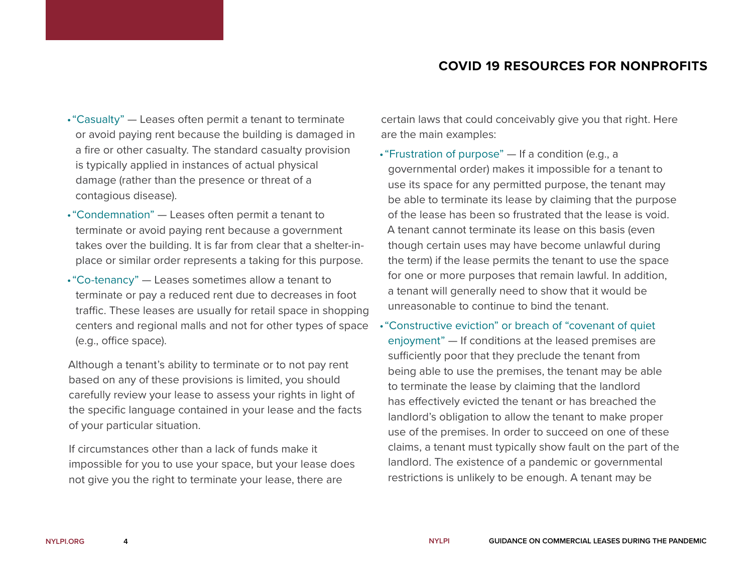- "Casualty" — Leases often permit a tenant to terminate or avoid paying rent because the building is damaged in a fire or other casualty. The standard casualty provision is typically applied in instances of actual physical damage (rather than the presence or threat of a contagious disease).
- "Condemnation" — Leases often permit a tenant to terminate or avoid paying rent because a government takes over the building. It is far from clear that a shelter-in-place or similar order represents a taking for this purpose.
- "Co-tenancy" — Leases sometimes allow a tenant to terminate or pay a reduced rent due to decreases in foot traffic. These leases are usually for retail space in shopping centers and regional malls and not for other types of space (e.g., office space).

Although a tenant's ability to terminate or to not pay rent based on any of these provisions is limited, you should carefully review your lease to assess your rights in light of the specific language contained in your lease and the facts of your particular situation.

If circumstances other than a lack of funds make it impossible for you to use your space, but your lease does not give you the right to terminate your lease, there are certain laws that could conceivably give you that right. Here are the main examples:

- "Frustration of purpose" — If a condition (e.g., a governmental order) makes it impossible for a tenant to use its space for any permitted purpose, the tenant may be able to terminate its lease by claiming that the purpose of the lease has been so frustrated that the lease is void. A tenant cannot terminate its lease on this basis (even though certain uses may have become unlawful during the term) if the lease permits the tenant to use the space for one or more purposes that remain lawful. In addition, a tenant will generally need to show that it would be unreasonable to continue to bind the tenant.
- "Constructive eviction" or breach of "covenant of quiet enjoyment" — If conditions at the leased premises are sufficiently poor that they preclude the tenant from being able to use the premises, the tenant may be able to terminate the lease by claiming that the landlord has effectively evicted the tenant or has breached the landlord's obligation to allow the tenant to make proper use of the premises. In order to succeed on one of these claims, a tenant must typically show fault on the part of the landlord. The existence of a pandemic or governmental restrictions is unlikely to be enough. A tenant may be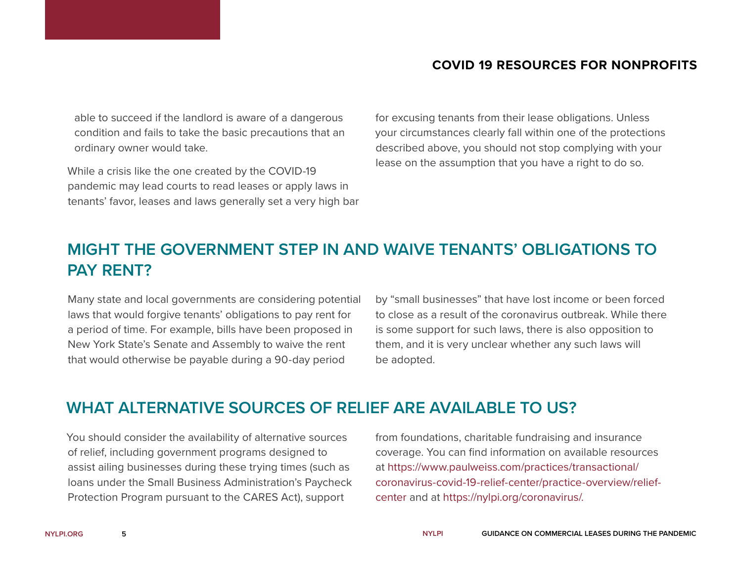able to succeed if the landlord is aware of a dangerous condition and fails to take the basic precautions that an ordinary owner would take.

While a crisis like the one created by the COVID-19 pandemic may lead courts to read leases or apply laws in tenants' favor, leases and laws generally set a very high bar for excusing tenants from their lease obligations. Unless your circumstances clearly fall within one of the protections described above, you should not stop complying with your lease on the assumption that you have a right to do so.

## MIGHT THE GOVERNMENT STEP IN AND WAIVE TENANTS' OBLIGATIONS TO PAY RENT?

Many state and local governments are considering potential laws that would forgive tenants' obligations to pay rent for a period of time. For example, bills have been proposed in New York State's Senate and Assembly to waive the rent that would otherwise be payable during a 90-day period by "small businesses" that have lost income or been forced to close as a result of the coronavirus outbreak. While there is some support for such laws, there is also opposition to them, and it is very unclear whether any such laws will be adopted.

## WHAT ALTERNATIVE SOURCES OF RELIEF ARE AVAILABLE TO US?

You should consider the availability of alternative sources of relief, including government programs designed to assist ailing businesses during these trying times (such as loans under the Small Business Administration's Paycheck Protection Program pursuant to the CARES Act), support from foundations, charitable fundraising and insurance coverage. You can find information on available resources at https://www.paulweiss.com/practices/transactional/coronavirus-covid-19-relief-center/practice-overview/relief-center and at https://nylpi.org/coronavirus/.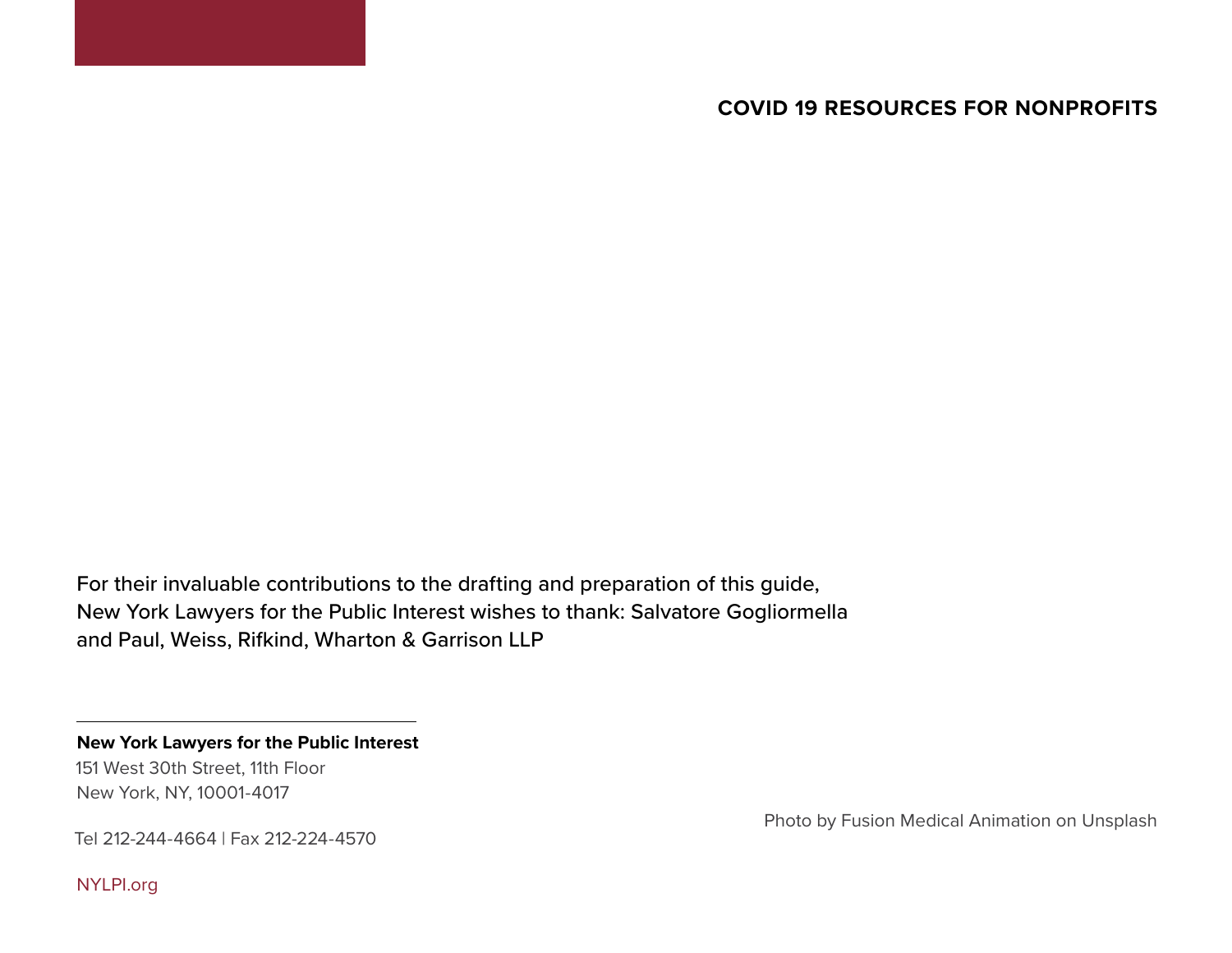**COVID 19 RESOURCES FOR NONPROFITS**

For their invaluable contributions to the drafting and preparation of this guide, New York Lawyers for the Public Interest wishes to thank: Salvatore Gogliormella and Paul, Weiss, Rifkind, Wharton & Garrison LLP

---

**New York Lawyers for the Public Interest**
151 West 30th Street, 11th Floor
New York, NY, 10001-4017

Tel 212-244-4664 | Fax 212-224-4570

NYLPI.org

Photo by Fusion Medical Animation on Unsplash